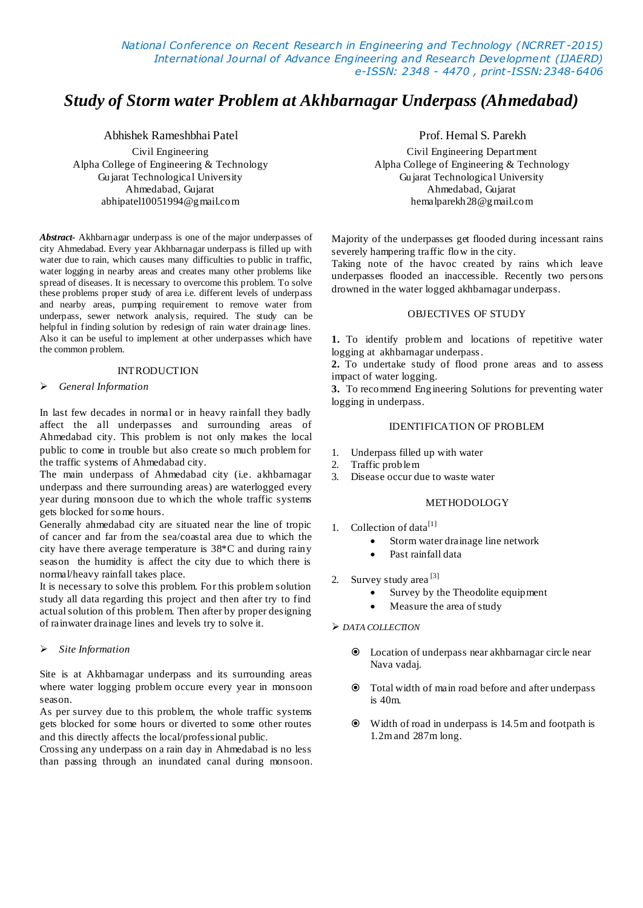# Study of Storm water Problem at Akhbarnagar Underpass (Ahmedabad)

Abhishek Rameshbhai Patel
Civil Engineering
Alpha College of Engineering & Technology
Gujarat Technological University
Ahmedabad, Gujarat
abhipatel10051994@gmail.com

Prof. Hemal S. Parekh
Civil Engineering Department
Alpha College of Engineering & Technology
Gujarat Technological University
Ahmedabad, Gujarat
hemalparekh28@gmail.com

***Abstract-*** Akhbarnagar underpass is one of the major underpasses of city Ahmedabad. Every year Akhbarnagar underpass is filled up with water due to rain, which causes many difficulties to public in traffic, water logging in nearby areas and creates many other problems like spread of diseases. It is necessary to overcome this problem. To solve these problems proper study of area i.e. different levels of underpass and nearby areas, pumping requirement to remove water from underpass, sewer network analysis, required. The study can be helpful in finding solution by redesign of rain water drainage lines. Also it can be useful to implement at other underpasses which have the common problem.

## INTRODUCTION

➢ *General Information*

In last few decades in normal or in heavy rainfall they badly affect the all underpasses and surrounding areas of Ahmedabad city. This problem is not only makes the local public to come in trouble but also create so much problem for the traffic systems of Ahmedabad city.

The main underpass of Ahmedabad city (i.e. akhbarnagar underpass and there surrounding areas) are waterlogged every year during monsoon due to which the whole traffic systems gets blocked for some hours.

Generally ahmedabad city are situated near the line of tropic of cancer and far from the sea/coastal area due to which the city have there average temperature is 38*C and during rainy season the humidity is affect the city due to which there is normal/heavy rainfall takes place.

It is necessary to solve this problem. For this problem solution study all data regarding this project and then after try to find actual solution of this problem. Then after by proper designing of rainwater drainage lines and levels try to solve it.

➢ *Site Information*

Site is at Akhbarnagar underpass and its surrounding areas where water logging problem occure every year in monsoon season.

As per survey due to this problem, the whole traffic systems gets blocked for some hours or diverted to some other routes and this directly affects the local/professional public.

Crossing any underpass on a rain day in Ahmedabad is no less than passing through an inundated canal during monsoon. Majority of the underpasses get flooded during incessant rains severely hampering traffic flow in the city.

Taking note of the havoc created by rains which leave underpasses flooded an inaccessible. Recently two persons drowned in the water logged akhbarnagar underpass.

## OBJECTIVES OF STUDY

**1.** To identify problem and locations of repetitive water logging at akhbarnagar underpass.

**2.** To undertake study of flood prone areas and to assess impact of water logging.

**3.** To recommend Engineering Solutions for preventing water logging in underpass.

## IDENTIFICATION OF PROBLEM

1. Underpass filled up with water
2. Traffic problem
3. Disease occur due to waste water

## METHODOLOGY

1. Collection of data[1]
   - Storm water drainage line network
   - Past rainfall data

2. Survey study area [3]
   - Survey by the Theodolite equipment
   - Measure the area of study

➢ *DATA COLLECTION*

- Location of underpass near akhbarnagar circle near Nava vadaj.
- Total width of main road before and after underpass is 40m.
- Width of road in underpass is 14.5m and footpath is 1.2m and 287m long.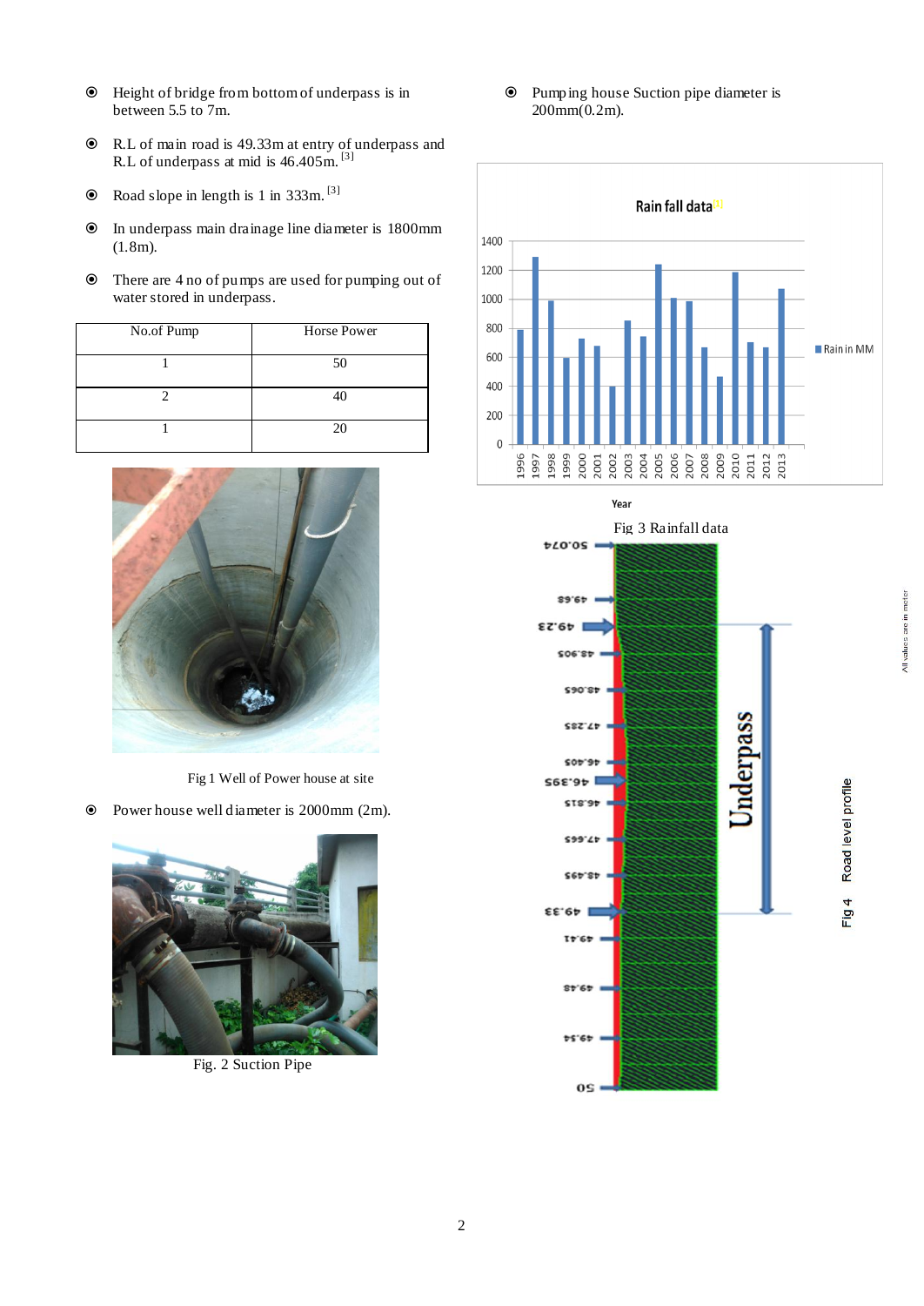- Height of bridge from bottom of underpass is in between 5.5 to 7m.
- R.L of main road is 49.33m at entry of underpass and R.L of underpass at mid is 46.405m. [3]
- Road slope in length is 1 in 333m. [3]
- In underpass main drainage line diameter is 1800mm (1.8m).
- There are 4 no of pumps are used for pumping out of water stored in underpass.

| No.of Pump | Horse Power |
|---|---|
| 1 | 50 |
| 2 | 40 |
| 1 | 20 |

Fig 1 Well of Power house at site

- Power house well diameter is 2000mm (2m).

Fig. 2 Suction Pipe

- Pumping house Suction pipe diameter is 200mm(0.2m).

Fig 3 Rainfall data

Fig 4 Road level profile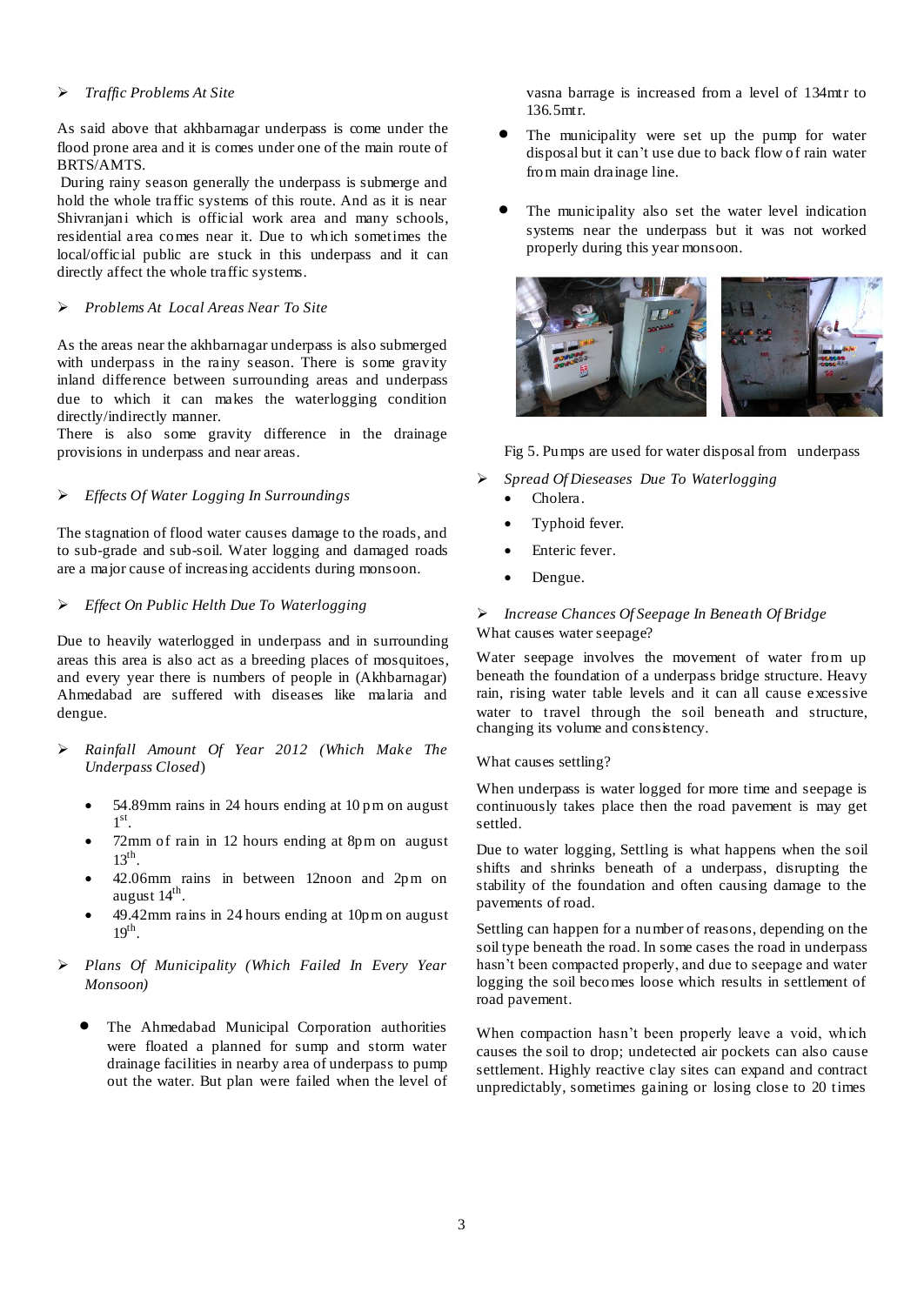➢ *Traffic Problems At Site*

As said above that akhbarnagar underpass is come under the flood prone area and it is comes under one of the main route of BRTS/AMTS.

During rainy season generally the underpass is submerge and hold the whole traffic systems of this route. And as it is near Shivranjani which is official work area and many schools, residential area comes near it. Due to which sometimes the local/official public are stuck in this underpass and it can directly affect the whole traffic systems.

➢ *Problems At Local Areas Near To Site*

As the areas near the akhbarnagar underpass is also submerged with underpass in the rainy season. There is some gravity inland difference between surrounding areas and underpass due to which it can makes the waterlogging condition directly/indirectly manner.

There is also some gravity difference in the drainage provisions in underpass and near areas.

➢ *Effects Of Water Logging In Surroundings*

The stagnation of flood water causes damage to the roads, and to sub-grade and sub-soil. Water logging and damaged roads are a major cause of increasing accidents during monsoon.

➢ *Effect On Public Helth Due To Waterlogging*

Due to heavily waterlogged in underpass and in surrounding areas this area is also act as a breeding places of mosquitoes, and every year there is numbers of people in (Akhbarnagar) Ahmedabad are suffered with diseases like malaria and dengue.

➢ *Rainfall Amount Of Year 2012 (Which Make The Underpass Closed)*

- 54.89mm rains in 24 hours ending at 10 pm on august 1st.
- 72mm of rain in 12 hours ending at 8pm on august 13th.
- 42.06mm rains in between 12noon and 2pm on august 14th.
- 49.42mm rains in 24 hours ending at 10pm on august 19th.

➢ *Plans Of Municipality (Which Failed In Every Year Monsoon)*

- The Ahmedabad Municipal Corporation authorities were floated a planned for sump and storm water drainage facilities in nearby area of underpass to pump out the water. But plan were failed when the level of vasna barrage is increased from a level of 134mtr to 136.5mtr.
- The municipality were set up the pump for water disposal but it can't use due to back flow of rain water from main drainage line.
- The municipality also set the water level indication systems near the underpass but it was not worked properly during this year monsoon.

Fig 5. Pumps are used for water disposal from underpass

➢ *Spread Of Dieseases Due To Waterlogging*

- Cholera.
- Typhoid fever.
- Enteric fever.
- Dengue.

➢ *Increase Chances Of Seepage In Beneath Of Bridge*

What causes water seepage?

Water seepage involves the movement of water from up beneath the foundation of a underpass bridge structure. Heavy rain, rising water table levels and it can all cause excessive water to travel through the soil beneath and structure, changing its volume and consistency.

What causes settling?

When underpass is water logged for more time and seepage is continuously takes place then the road pavement is may get settled.

Due to water logging, Settling is what happens when the soil shifts and shrinks beneath of a underpass, disrupting the stability of the foundation and often causing damage to the pavements of road.

Settling can happen for a number of reasons, depending on the soil type beneath the road. In some cases the road in underpass hasn't been compacted properly, and due to seepage and water logging the soil becomes loose which results in settlement of road pavement.

When compaction hasn't been properly leave a void, which causes the soil to drop; undetected air pockets can also cause settlement. Highly reactive clay sites can expand and contract unpredictably, sometimes gaining or losing close to 20 times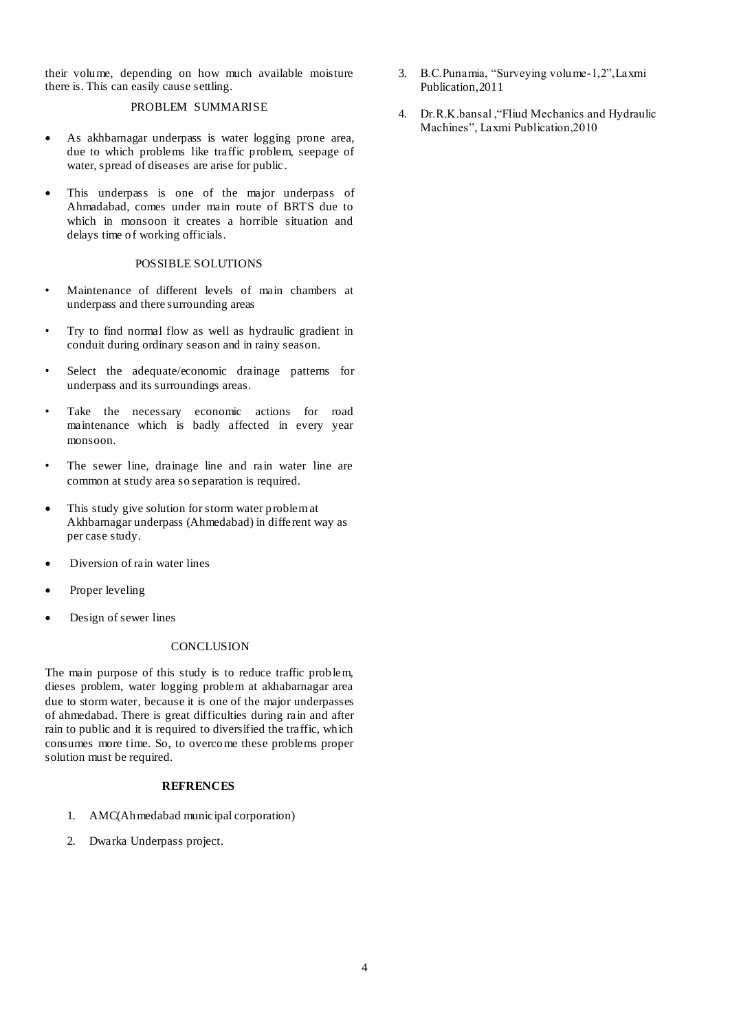their volume, depending on how much available moisture there is. This can easily cause settling.

## PROBLEM SUMMARISE

- As akhbarnagar underpass is water logging prone area, due to which problems like traffic problem, seepage of water, spread of diseases are arise for public.
- This underpass is one of the major underpass of Ahmadabad, comes under main route of BRTS due to which in monsoon it creates a horrible situation and delays time of working officials.

## POSSIBLE SOLUTIONS

- Maintenance of different levels of main chambers at underpass and there surrounding areas
- Try to find normal flow as well as hydraulic gradient in conduit during ordinary season and in rainy season.
- Select the adequate/economic drainage patterns for underpass and its surroundings areas.
- Take the necessary economic actions for road maintenance which is badly affected in every year monsoon.
- The sewer line, drainage line and rain water line are common at study area so separation is required.
- This study give solution for storm water problem at Akhbarnagar underpass (Ahmedabad) in different way as per case study.
- Diversion of rain water lines
- Proper leveling
- Design of sewer lines

## CONCLUSION

The main purpose of this study is to reduce traffic problem, dieses problem, water logging problem at akhabarnagar area due to storm water, because it is one of the major underpasses of ahmedabad. There is great difficulties during rain and after rain to public and it is required to diversified the traffic, which consumes more time. So, to overcome these problems proper solution must be required.

## REFRENCES

1. AMC(Ahmedabad municipal corporation)
2. Dwarka Underpass project.
3. B.C.Punamia, "Surveying volume-1,2",Laxmi Publication,2011
4. Dr.R.K.bansal ,"Fliud Mechanics and Hydraulic Machines", Laxmi Publication,2010